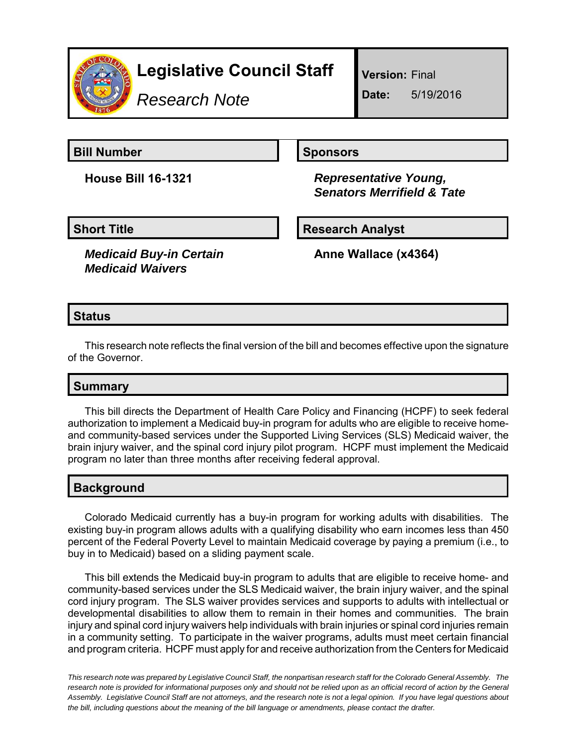# Legislative Council Staff

*Research Note*

**Version:** Final

**Date:** 5/19/2016

## Bill Number

**House Bill 16-1321**

## Sponsors

***Representative Young, Senators Merrifield & Tate***

## Short Title

***Medicaid Buy-in Certain Medicaid Waivers***

## Research Analyst

**Anne Wallace (x4364)**

## Status

This research note reflects the final version of the bill and becomes effective upon the signature of the Governor.

## Summary

This bill directs the Department of Health Care Policy and Financing (HCPF) to seek federal authorization to implement a Medicaid buy-in program for adults who are eligible to receive home- and community-based services under the Supported Living Services (SLS) Medicaid waiver, the brain injury waiver, and the spinal cord injury pilot program. HCPF must implement the Medicaid program no later than three months after receiving federal approval.

## Background

Colorado Medicaid currently has a buy-in program for working adults with disabilities. The existing buy-in program allows adults with a qualifying disability who earn incomes less than 450 percent of the Federal Poverty Level to maintain Medicaid coverage by paying a premium (i.e., to buy in to Medicaid) based on a sliding payment scale.

This bill extends the Medicaid buy-in program to adults that are eligible to receive home- and community-based services under the SLS Medicaid waiver, the brain injury waiver, and the spinal cord injury program. The SLS waiver provides services and supports to adults with intellectual or developmental disabilities to allow them to remain in their homes and communities. The brain injury and spinal cord injury waivers help individuals with brain injuries or spinal cord injuries remain in a community setting. To participate in the waiver programs, adults must meet certain financial and program criteria. HCPF must apply for and receive authorization from the Centers for Medicaid

*This research note was prepared by Legislative Council Staff, the nonpartisan research staff for the Colorado General Assembly. The research note is provided for informational purposes only and should not be relied upon as an official record of action by the General Assembly. Legislative Council Staff are not attorneys, and the research note is not a legal opinion. If you have legal questions about the bill, including questions about the meaning of the bill language or amendments, please contact the drafter.*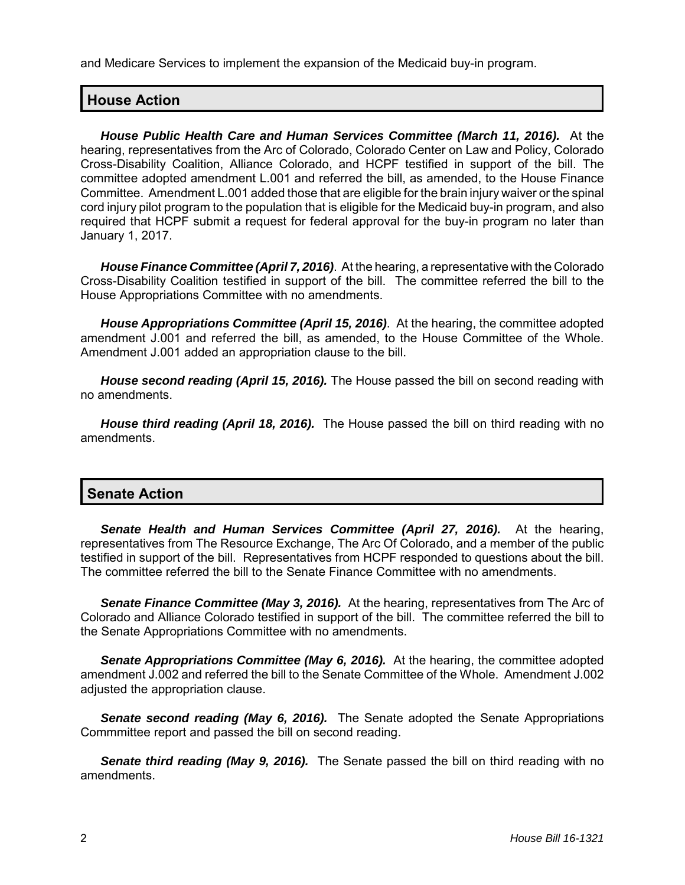and Medicare Services to implement the expansion of the Medicaid buy-in program.

## House Action

***House Public Health Care and Human Services Committee (March 11, 2016).*** At the hearing, representatives from the Arc of Colorado, Colorado Center on Law and Policy, Colorado Cross-Disability Coalition, Alliance Colorado, and HCPF testified in support of the bill. The committee adopted amendment L.001 and referred the bill, as amended, to the House Finance Committee. Amendment L.001 added those that are eligible for the brain injury waiver or the spinal cord injury pilot program to the population that is eligible for the Medicaid buy-in program, and also required that HCPF submit a request for federal approval for the buy-in program no later than January 1, 2017.

***House Finance Committee (April 7, 2016)***. At the hearing, a representative with the Colorado Cross-Disability Coalition testified in support of the bill. The committee referred the bill to the House Appropriations Committee with no amendments.

***House Appropriations Committee (April 15, 2016)***. At the hearing, the committee adopted amendment J.001 and referred the bill, as amended, to the House Committee of the Whole. Amendment J.001 added an appropriation clause to the bill.

***House second reading (April 15, 2016).*** The House passed the bill on second reading with no amendments.

***House third reading (April 18, 2016).*** The House passed the bill on third reading with no amendments.

## Senate Action

***Senate Health and Human Services Committee (April 27, 2016).*** At the hearing, representatives from The Resource Exchange, The Arc Of Colorado, and a member of the public testified in support of the bill. Representatives from HCPF responded to questions about the bill. The committee referred the bill to the Senate Finance Committee with no amendments.

***Senate Finance Committee (May 3, 2016).*** At the hearing, representatives from The Arc of Colorado and Alliance Colorado testified in support of the bill. The committee referred the bill to the Senate Appropriations Committee with no amendments.

***Senate Appropriations Committee (May 6, 2016).*** At the hearing, the committee adopted amendment J.002 and referred the bill to the Senate Committee of the Whole. Amendment J.002 adjusted the appropriation clause.

***Senate second reading (May 6, 2016).*** The Senate adopted the Senate Appropriations Commmittee report and passed the bill on second reading.

***Senate third reading (May 9, 2016).*** The Senate passed the bill on third reading with no amendments.